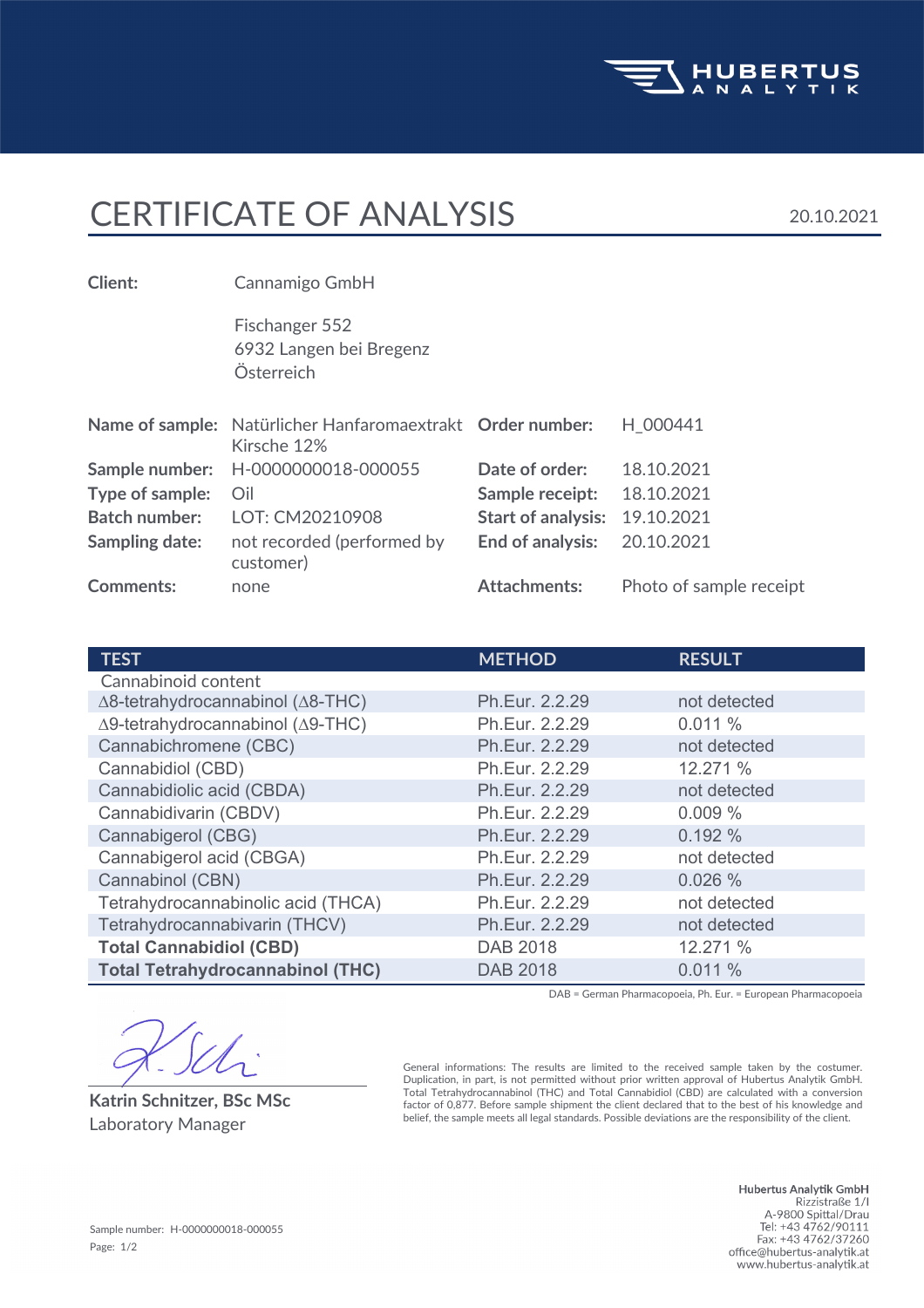HUBERTUS ANALYTIK

# CERTIFICATE OF ANALYSIS

20.10.2021

**Client:** Cannamigo GmbH

Fischanger 552
6932 Langen bei Bregenz
Österreich

| | | | |
|---|---|---|---|
| **Name of sample:** | Natürlicher Hanfaromaextrakt Kirsche 12% | **Order number:** | H_000441 |
| **Sample number:** | H-0000000018-000055 | **Date of order:** | 18.10.2021 |
| **Type of sample:** | Oil | **Sample receipt:** | 18.10.2021 |
| **Batch number:** | LOT: CM20210908 | **Start of analysis:** | 19.10.2021 |
| **Sampling date:** | not recorded (performed by customer) | **End of analysis:** | 20.10.2021 |
| **Comments:** | none | **Attachments:** | Photo of sample receipt |

| TEST | METHOD | RESULT |
|---|---|---|
| Cannabinoid content | | |
| ∆8-tetrahydrocannabinol (∆8-THC) | Ph.Eur. 2.2.29 | not detected |
| ∆9-tetrahydrocannabinol (∆9-THC) | Ph.Eur. 2.2.29 | 0.011 % |
| Cannabichromene (CBC) | Ph.Eur. 2.2.29 | not detected |
| Cannabidiol (CBD) | Ph.Eur. 2.2.29 | 12.271 % |
| Cannabidiolic acid (CBDA) | Ph.Eur. 2.2.29 | not detected |
| Cannabidivarin (CBDV) | Ph.Eur. 2.2.29 | 0.009 % |
| Cannabigerol (CBG) | Ph.Eur. 2.2.29 | 0.192 % |
| Cannabigerol acid (CBGA) | Ph.Eur. 2.2.29 | not detected |
| Cannabinol (CBN) | Ph.Eur. 2.2.29 | 0.026 % |
| Tetrahydrocannabinolic acid (THCA) | Ph.Eur. 2.2.29 | not detected |
| Tetrahydrocannabivarin (THCV) | Ph.Eur. 2.2.29 | not detected |
| **Total Cannabidiol (CBD)** | DAB 2018 | 12.271 % |
| **Total Tetrahydrocannabinol (THC)** | DAB 2018 | 0.011 % |

DAB = German Pharmacopoeia, Ph. Eur. = European Pharmacopoeia

**Katrin Schnitzer, BSc MSc**
Laboratory Manager

General informations: The results are limited to the received sample taken by the costumer. Duplication, in part, is not permitted without prior written approval of Hubertus Analytik GmbH. Total Tetrahydrocannabinol (THC) and Total Cannabidiol (CBD) are calculated with a conversion factor of 0,877. Before sample shipment the client declared that to the best of his knowledge and belief, the sample meets all legal standards. Possible deviations are the responsibility of the client.

Sample number: H-0000000018-000055

**Hubertus Analytik GmbH**
Rizzistraße 1/I
A-9800 Spittal/Drau
Tel: +43 4762/90111
Fax: +43 4762/37260
office@hubertus-analytik.at
www.hubertus-analytik.at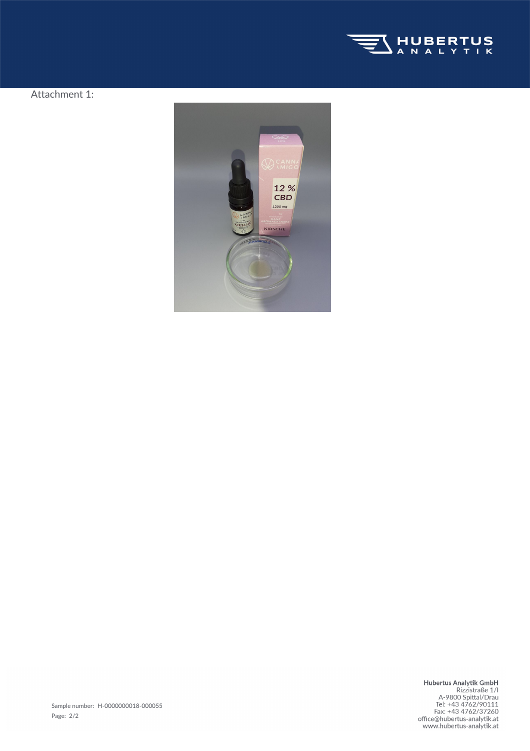Attachment 1:

Sample number: H-0000000018-000055

Hubertus Analytik GmbH
Rizzistraße 1/I
A-9800 Spittal/Drau
Tel: +43 4762/90111
Fax: +43 4762/37260
office@hubertus-analytik.at
www.hubertus-analytik.at